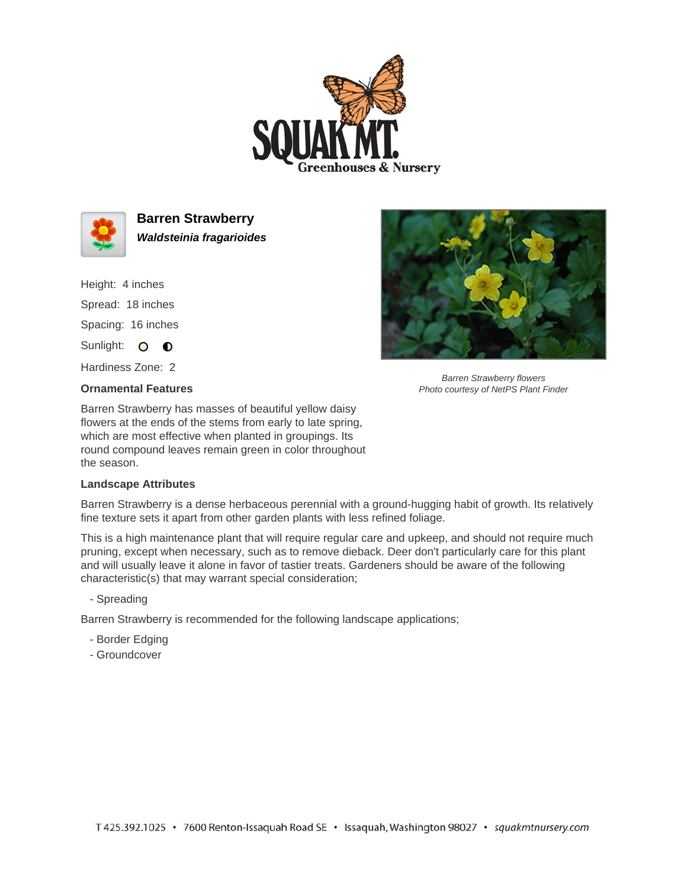# Barren Strawberry

***Waldsteinia fragarioides***

Height: 4 inches

Spread: 18 inches

Spacing: 16 inches

Sunlight:

Hardiness Zone: 2

*Barren Strawberry flowers*
*Photo courtesy of NetPS Plant Finder*

### Ornamental Features

Barren Strawberry has masses of beautiful yellow daisy flowers at the ends of the stems from early to late spring, which are most effective when planted in groupings. Its round compound leaves remain green in color throughout the season.

### Landscape Attributes

Barren Strawberry is a dense herbaceous perennial with a ground-hugging habit of growth. Its relatively fine texture sets it apart from other garden plants with less refined foliage.

This is a high maintenance plant that will require regular care and upkeep, and should not require much pruning, except when necessary, such as to remove dieback. Deer don't particularly care for this plant and will usually leave it alone in favor of tastier treats. Gardeners should be aware of the following characteristic(s) that may warrant special consideration;

- Spreading

Barren Strawberry is recommended for the following landscape applications;

- Border Edging
- Groundcover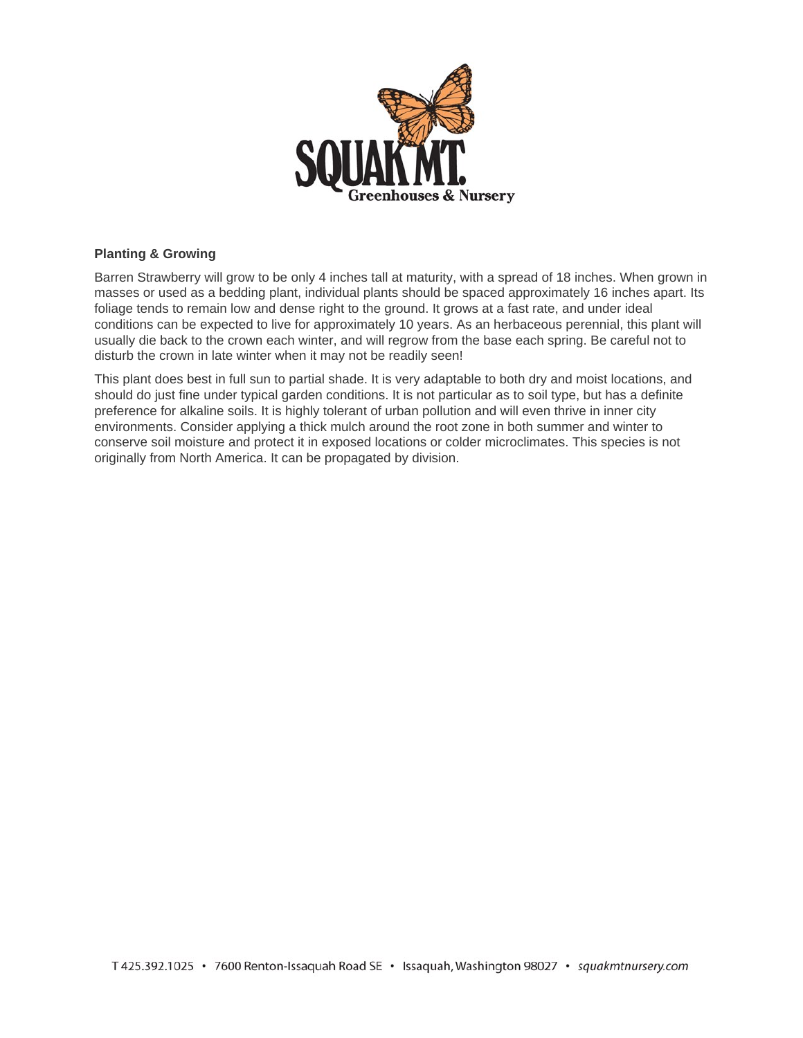**Planting & Growing**

Barren Strawberry will grow to be only 4 inches tall at maturity, with a spread of 18 inches. When grown in masses or used as a bedding plant, individual plants should be spaced approximately 16 inches apart. Its foliage tends to remain low and dense right to the ground. It grows at a fast rate, and under ideal conditions can be expected to live for approximately 10 years. As an herbaceous perennial, this plant will usually die back to the crown each winter, and will regrow from the base each spring. Be careful not to disturb the crown in late winter when it may not be readily seen!

This plant does best in full sun to partial shade. It is very adaptable to both dry and moist locations, and should do just fine under typical garden conditions. It is not particular as to soil type, but has a definite preference for alkaline soils. It is highly tolerant of urban pollution and will even thrive in inner city environments. Consider applying a thick mulch around the root zone in both summer and winter to conserve soil moisture and protect it in exposed locations or colder microclimates. This species is not originally from North America. It can be propagated by division.